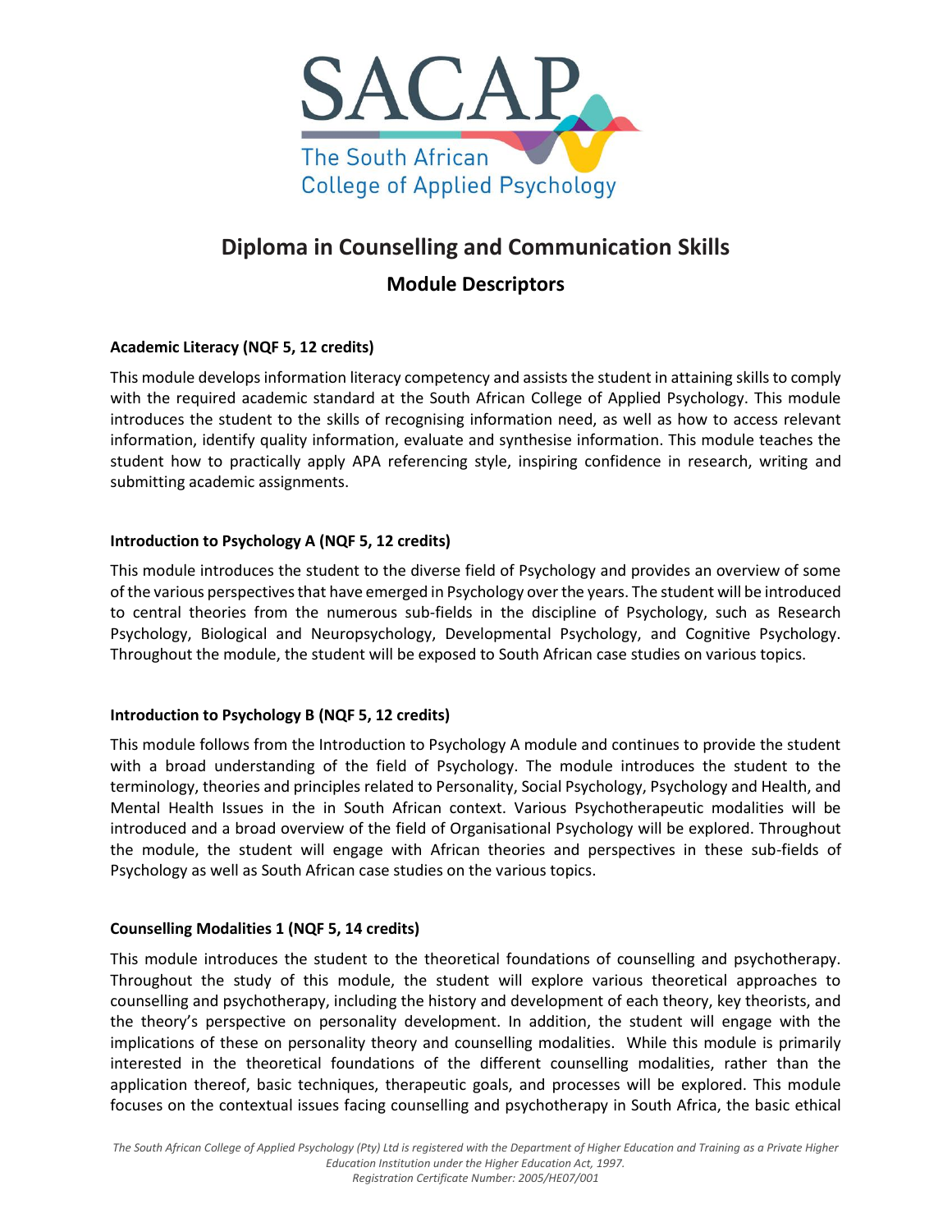# Diploma in Counselling and Communication Skills

## Module Descriptors

**Academic Literacy (NQF 5, 12 credits)**

This module develops information literacy competency and assists the student in attaining skills to comply with the required academic standard at the South African College of Applied Psychology. This module introduces the student to the skills of recognising information need, as well as how to access relevant information, identify quality information, evaluate and synthesise information. This module teaches the student how to practically apply APA referencing style, inspiring confidence in research, writing and submitting academic assignments.

**Introduction to Psychology A (NQF 5, 12 credits)**

This module introduces the student to the diverse field of Psychology and provides an overview of some of the various perspectives that have emerged in Psychology over the years. The student will be introduced to central theories from the numerous sub-fields in the discipline of Psychology, such as Research Psychology, Biological and Neuropsychology, Developmental Psychology, and Cognitive Psychology. Throughout the module, the student will be exposed to South African case studies on various topics.

**Introduction to Psychology B (NQF 5, 12 credits)**

This module follows from the Introduction to Psychology A module and continues to provide the student with a broad understanding of the field of Psychology. The module introduces the student to the terminology, theories and principles related to Personality, Social Psychology, Psychology and Health, and Mental Health Issues in the in South African context. Various Psychotherapeutic modalities will be introduced and a broad overview of the field of Organisational Psychology will be explored. Throughout the module, the student will engage with African theories and perspectives in these sub-fields of Psychology as well as South African case studies on the various topics.

**Counselling Modalities 1 (NQF 5, 14 credits)**

This module introduces the student to the theoretical foundations of counselling and psychotherapy. Throughout the study of this module, the student will explore various theoretical approaches to counselling and psychotherapy, including the history and development of each theory, key theorists, and the theory's perspective on personality development. In addition, the student will engage with the implications of these on personality theory and counselling modalities. While this module is primarily interested in the theoretical foundations of the different counselling modalities, rather than the application thereof, basic techniques, therapeutic goals, and processes will be explored. This module focuses on the contextual issues facing counselling and psychotherapy in South Africa, the basic ethical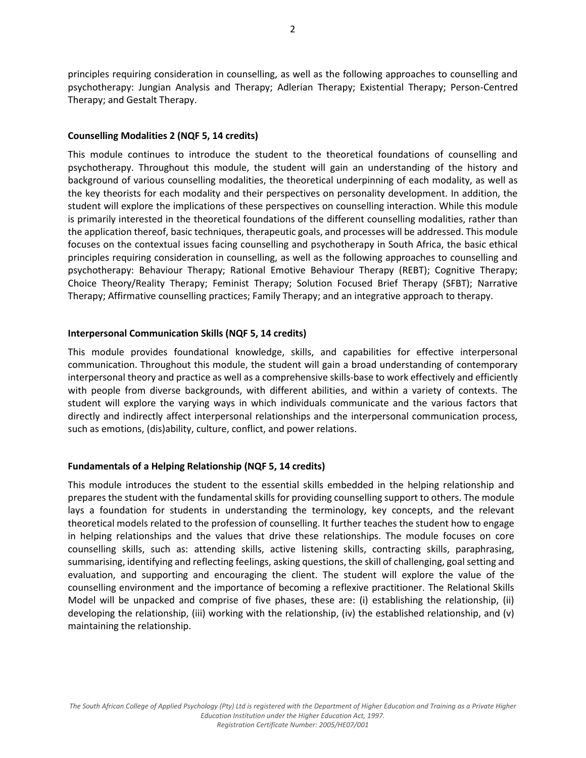principles requiring consideration in counselling, as well as the following approaches to counselling and psychotherapy: Jungian Analysis and Therapy; Adlerian Therapy; Existential Therapy; Person-Centred Therapy; and Gestalt Therapy.

**Counselling Modalities 2 (NQF 5, 14 credits)**

This module continues to introduce the student to the theoretical foundations of counselling and psychotherapy. Throughout this module, the student will gain an understanding of the history and background of various counselling modalities, the theoretical underpinning of each modality, as well as the key theorists for each modality and their perspectives on personality development. In addition, the student will explore the implications of these perspectives on counselling interaction. While this module is primarily interested in the theoretical foundations of the different counselling modalities, rather than the application thereof, basic techniques, therapeutic goals, and processes will be addressed. This module focuses on the contextual issues facing counselling and psychotherapy in South Africa, the basic ethical principles requiring consideration in counselling, as well as the following approaches to counselling and psychotherapy: Behaviour Therapy; Rational Emotive Behaviour Therapy (REBT); Cognitive Therapy; Choice Theory/Reality Therapy; Feminist Therapy; Solution Focused Brief Therapy (SFBT); Narrative Therapy; Affirmative counselling practices; Family Therapy; and an integrative approach to therapy.

**Interpersonal Communication Skills (NQF 5, 14 credits)**

This module provides foundational knowledge, skills, and capabilities for effective interpersonal communication. Throughout this module, the student will gain a broad understanding of contemporary interpersonal theory and practice as well as a comprehensive skills-base to work effectively and efficiently with people from diverse backgrounds, with different abilities, and within a variety of contexts. The student will explore the varying ways in which individuals communicate and the various factors that directly and indirectly affect interpersonal relationships and the interpersonal communication process, such as emotions, (dis)ability, culture, conflict, and power relations.

**Fundamentals of a Helping Relationship (NQF 5, 14 credits)**

This module introduces the student to the essential skills embedded in the helping relationship and prepares the student with the fundamental skills for providing counselling support to others. The module lays a foundation for students in understanding the terminology, key concepts, and the relevant theoretical models related to the profession of counselling. It further teaches the student how to engage in helping relationships and the values that drive these relationships. The module focuses on core counselling skills, such as: attending skills, active listening skills, contracting skills, paraphrasing, summarising, identifying and reflecting feelings, asking questions, the skill of challenging, goal setting and evaluation, and supporting and encouraging the client. The student will explore the value of the counselling environment and the importance of becoming a reflexive practitioner. The Relational Skills Model will be unpacked and comprise of five phases, these are: (i) establishing the relationship, (ii) developing the relationship, (iii) working with the relationship, (iv) the established relationship, and (v) maintaining the relationship.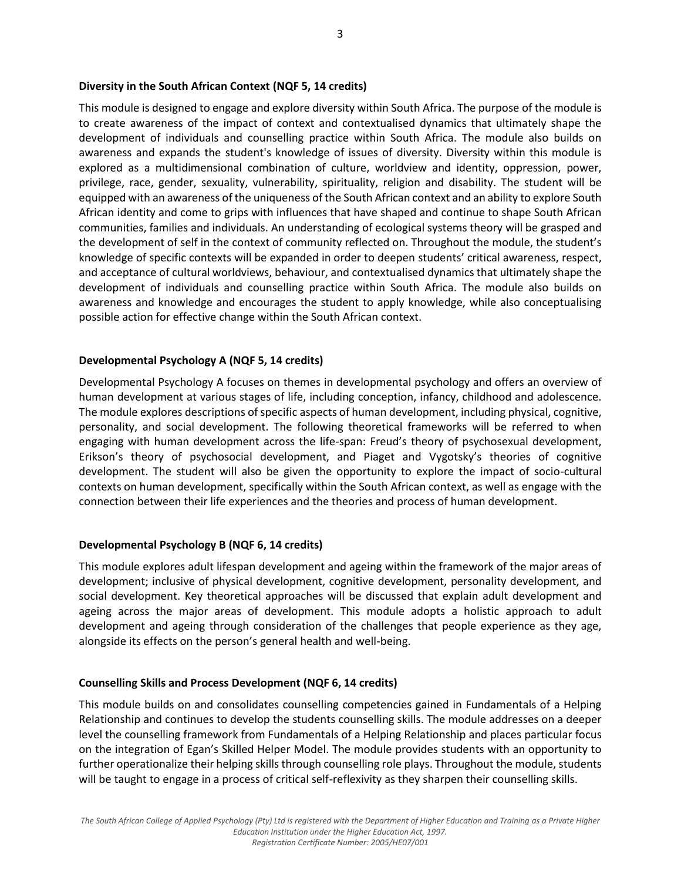### Diversity in the South African Context (NQF 5, 14 credits)

This module is designed to engage and explore diversity within South Africa. The purpose of the module is to create awareness of the impact of context and contextualised dynamics that ultimately shape the development of individuals and counselling practice within South Africa. The module also builds on awareness and expands the student's knowledge of issues of diversity. Diversity within this module is explored as a multidimensional combination of culture, worldview and identity, oppression, power, privilege, race, gender, sexuality, vulnerability, spirituality, religion and disability. The student will be equipped with an awareness of the uniqueness of the South African context and an ability to explore South African identity and come to grips with influences that have shaped and continue to shape South African communities, families and individuals. An understanding of ecological systems theory will be grasped and the development of self in the context of community reflected on. Throughout the module, the student's knowledge of specific contexts will be expanded in order to deepen students' critical awareness, respect, and acceptance of cultural worldviews, behaviour, and contextualised dynamics that ultimately shape the development of individuals and counselling practice within South Africa. The module also builds on awareness and knowledge and encourages the student to apply knowledge, while also conceptualising possible action for effective change within the South African context.

### Developmental Psychology A (NQF 5, 14 credits)

Developmental Psychology A focuses on themes in developmental psychology and offers an overview of human development at various stages of life, including conception, infancy, childhood and adolescence. The module explores descriptions of specific aspects of human development, including physical, cognitive, personality, and social development. The following theoretical frameworks will be referred to when engaging with human development across the life-span: Freud's theory of psychosexual development, Erikson's theory of psychosocial development, and Piaget and Vygotsky's theories of cognitive development. The student will also be given the opportunity to explore the impact of socio-cultural contexts on human development, specifically within the South African context, as well as engage with the connection between their life experiences and the theories and process of human development.

### Developmental Psychology B (NQF 6, 14 credits)

This module explores adult lifespan development and ageing within the framework of the major areas of development; inclusive of physical development, cognitive development, personality development, and social development. Key theoretical approaches will be discussed that explain adult development and ageing across the major areas of development. This module adopts a holistic approach to adult development and ageing through consideration of the challenges that people experience as they age, alongside its effects on the person's general health and well-being.

### Counselling Skills and Process Development (NQF 6, 14 credits)

This module builds on and consolidates counselling competencies gained in Fundamentals of a Helping Relationship and continues to develop the students counselling skills. The module addresses on a deeper level the counselling framework from Fundamentals of a Helping Relationship and places particular focus on the integration of Egan's Skilled Helper Model. The module provides students with an opportunity to further operationalize their helping skills through counselling role plays. Throughout the module, students will be taught to engage in a process of critical self-reflexivity as they sharpen their counselling skills.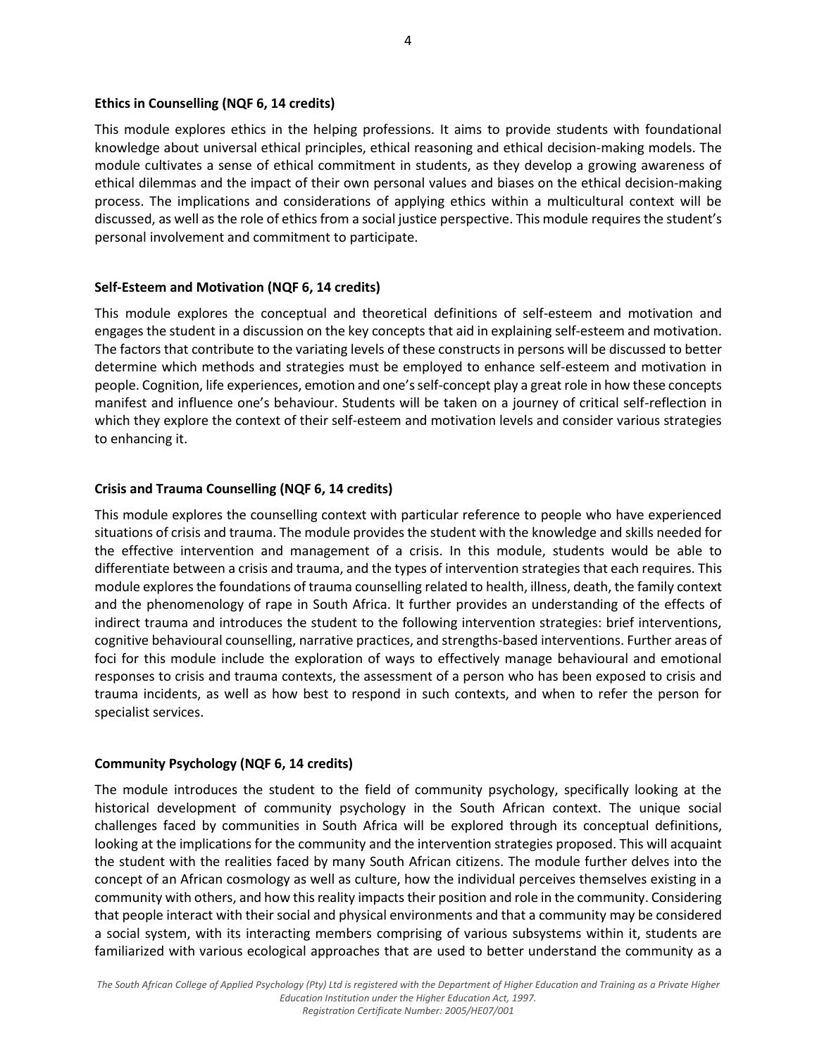**Ethics in Counselling (NQF 6, 14 credits)**

This module explores ethics in the helping professions. It aims to provide students with foundational knowledge about universal ethical principles, ethical reasoning and ethical decision-making models. The module cultivates a sense of ethical commitment in students, as they develop a growing awareness of ethical dilemmas and the impact of their own personal values and biases on the ethical decision-making process. The implications and considerations of applying ethics within a multicultural context will be discussed, as well as the role of ethics from a social justice perspective. This module requires the student's personal involvement and commitment to participate.

**Self-Esteem and Motivation (NQF 6, 14 credits)**

This module explores the conceptual and theoretical definitions of self-esteem and motivation and engages the student in a discussion on the key concepts that aid in explaining self-esteem and motivation. The factors that contribute to the variating levels of these constructs in persons will be discussed to better determine which methods and strategies must be employed to enhance self-esteem and motivation in people. Cognition, life experiences, emotion and one's self-concept play a great role in how these concepts manifest and influence one's behaviour. Students will be taken on a journey of critical self-reflection in which they explore the context of their self-esteem and motivation levels and consider various strategies to enhancing it.

**Crisis and Trauma Counselling (NQF 6, 14 credits)**

This module explores the counselling context with particular reference to people who have experienced situations of crisis and trauma. The module provides the student with the knowledge and skills needed for the effective intervention and management of a crisis. In this module, students would be able to differentiate between a crisis and trauma, and the types of intervention strategies that each requires. This module explores the foundations of trauma counselling related to health, illness, death, the family context and the phenomenology of rape in South Africa. It further provides an understanding of the effects of indirect trauma and introduces the student to the following intervention strategies: brief interventions, cognitive behavioural counselling, narrative practices, and strengths-based interventions. Further areas of foci for this module include the exploration of ways to effectively manage behavioural and emotional responses to crisis and trauma contexts, the assessment of a person who has been exposed to crisis and trauma incidents, as well as how best to respond in such contexts, and when to refer the person for specialist services.

**Community Psychology (NQF 6, 14 credits)**

The module introduces the student to the field of community psychology, specifically looking at the historical development of community psychology in the South African context. The unique social challenges faced by communities in South Africa will be explored through its conceptual definitions, looking at the implications for the community and the intervention strategies proposed. This will acquaint the student with the realities faced by many South African citizens. The module further delves into the concept of an African cosmology as well as culture, how the individual perceives themselves existing in a community with others, and how this reality impacts their position and role in the community. Considering that people interact with their social and physical environments and that a community may be considered a social system, with its interacting members comprising of various subsystems within it, students are familiarized with various ecological approaches that are used to better understand the community as a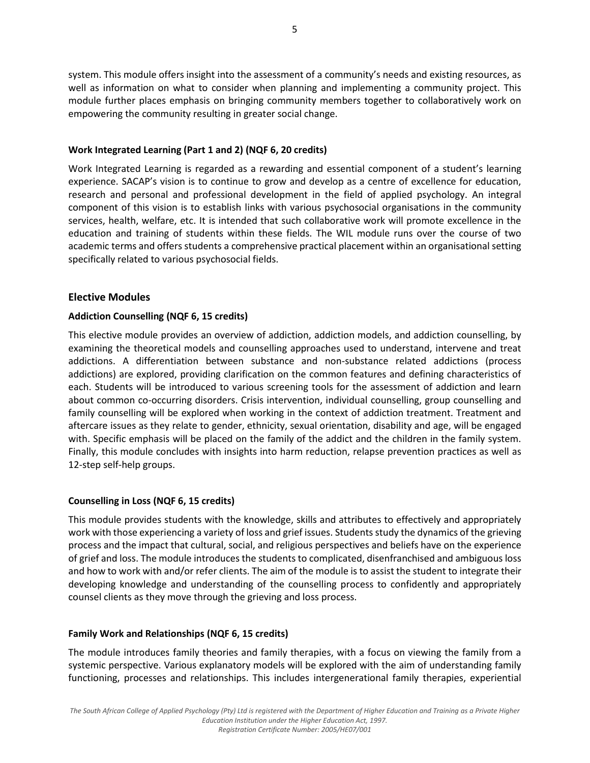system. This module offers insight into the assessment of a community's needs and existing resources, as well as information on what to consider when planning and implementing a community project. This module further places emphasis on bringing community members together to collaboratively work on empowering the community resulting in greater social change.

**Work Integrated Learning (Part 1 and 2) (NQF 6, 20 credits)**

Work Integrated Learning is regarded as a rewarding and essential component of a student's learning experience. SACAP's vision is to continue to grow and develop as a centre of excellence for education, research and personal and professional development in the field of applied psychology. An integral component of this vision is to establish links with various psychosocial organisations in the community services, health, welfare, etc. It is intended that such collaborative work will promote excellence in the education and training of students within these fields. The WIL module runs over the course of two academic terms and offers students a comprehensive practical placement within an organisational setting specifically related to various psychosocial fields.

## Elective Modules

**Addiction Counselling (NQF 6, 15 credits)**

This elective module provides an overview of addiction, addiction models, and addiction counselling, by examining the theoretical models and counselling approaches used to understand, intervene and treat addictions. A differentiation between substance and non-substance related addictions (process addictions) are explored, providing clarification on the common features and defining characteristics of each. Students will be introduced to various screening tools for the assessment of addiction and learn about common co-occurring disorders. Crisis intervention, individual counselling, group counselling and family counselling will be explored when working in the context of addiction treatment. Treatment and aftercare issues as they relate to gender, ethnicity, sexual orientation, disability and age, will be engaged with. Specific emphasis will be placed on the family of the addict and the children in the family system. Finally, this module concludes with insights into harm reduction, relapse prevention practices as well as 12-step self-help groups.

**Counselling in Loss (NQF 6, 15 credits)**

This module provides students with the knowledge, skills and attributes to effectively and appropriately work with those experiencing a variety of loss and grief issues. Students study the dynamics of the grieving process and the impact that cultural, social, and religious perspectives and beliefs have on the experience of grief and loss. The module introduces the students to complicated, disenfranchised and ambiguous loss and how to work with and/or refer clients. The aim of the module is to assist the student to integrate their developing knowledge and understanding of the counselling process to confidently and appropriately counsel clients as they move through the grieving and loss process.

**Family Work and Relationships (NQF 6, 15 credits)**

The module introduces family theories and family therapies, with a focus on viewing the family from a systemic perspective. Various explanatory models will be explored with the aim of understanding family functioning, processes and relationships. This includes intergenerational family therapies, experiential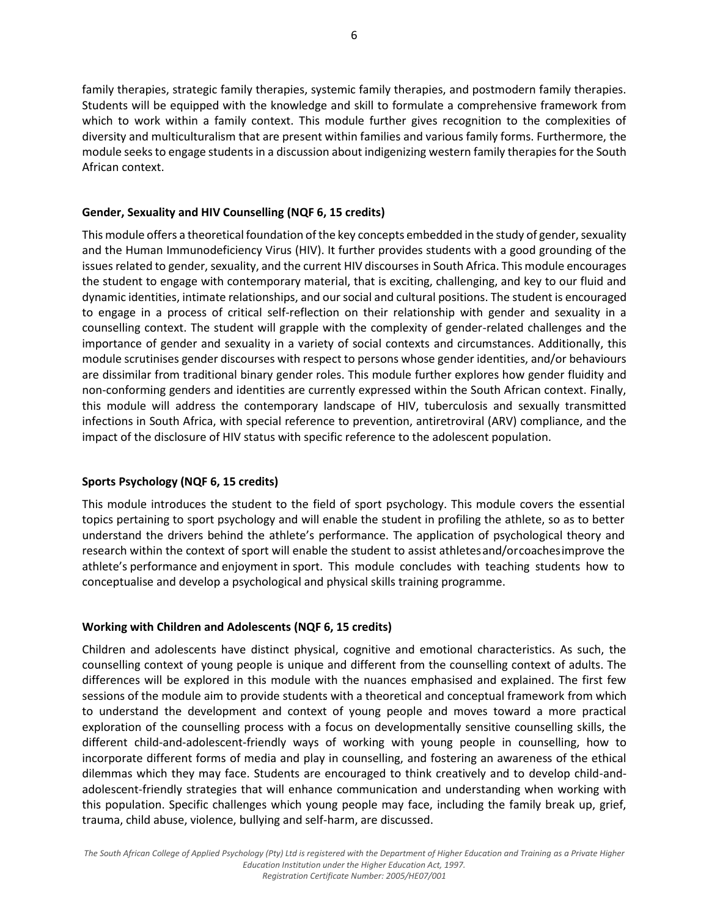family therapies, strategic family therapies, systemic family therapies, and postmodern family therapies. Students will be equipped with the knowledge and skill to formulate a comprehensive framework from which to work within a family context. This module further gives recognition to the complexities of diversity and multiculturalism that are present within families and various family forms. Furthermore, the module seeks to engage students in a discussion about indigenizing western family therapies for the South African context.

**Gender, Sexuality and HIV Counselling (NQF 6, 15 credits)**

This module offers a theoretical foundation of the key concepts embedded in the study of gender, sexuality and the Human Immunodeficiency Virus (HIV). It further provides students with a good grounding of the issues related to gender, sexuality, and the current HIV discourses in South Africa. This module encourages the student to engage with contemporary material, that is exciting, challenging, and key to our fluid and dynamic identities, intimate relationships, and our social and cultural positions. The student is encouraged to engage in a process of critical self-reflection on their relationship with gender and sexuality in a counselling context. The student will grapple with the complexity of gender-related challenges and the importance of gender and sexuality in a variety of social contexts and circumstances. Additionally, this module scrutinises gender discourses with respect to persons whose gender identities, and/or behaviours are dissimilar from traditional binary gender roles. This module further explores how gender fluidity and non-conforming genders and identities are currently expressed within the South African context. Finally, this module will address the contemporary landscape of HIV, tuberculosis and sexually transmitted infections in South Africa, with special reference to prevention, antiretroviral (ARV) compliance, and the impact of the disclosure of HIV status with specific reference to the adolescent population.

**Sports Psychology (NQF 6, 15 credits)**

This module introduces the student to the field of sport psychology. This module covers the essential topics pertaining to sport psychology and will enable the student in profiling the athlete, so as to better understand the drivers behind the athlete's performance. The application of psychological theory and research within the context of sport will enable the student to assist athletes and/or coaches improve the athlete's performance and enjoyment in sport. This module concludes with teaching students how to conceptualise and develop a psychological and physical skills training programme.

**Working with Children and Adolescents (NQF 6, 15 credits)**

Children and adolescents have distinct physical, cognitive and emotional characteristics. As such, the counselling context of young people is unique and different from the counselling context of adults. The differences will be explored in this module with the nuances emphasised and explained. The first few sessions of the module aim to provide students with a theoretical and conceptual framework from which to understand the development and context of young people and moves toward a more practical exploration of the counselling process with a focus on developmentally sensitive counselling skills, the different child-and-adolescent-friendly ways of working with young people in counselling, how to incorporate different forms of media and play in counselling, and fostering an awareness of the ethical dilemmas which they may face. Students are encouraged to think creatively and to develop child-and-adolescent-friendly strategies that will enhance communication and understanding when working with this population. Specific challenges which young people may face, including the family break up, grief, trauma, child abuse, violence, bullying and self-harm, are discussed.

*The South African College of Applied Psychology (Pty) Ltd is registered with the Department of Higher Education and Training as a Private Higher Education Institution under the Higher Education Act, 1997.*
*Registration Certificate Number: 2005/HE07/001*